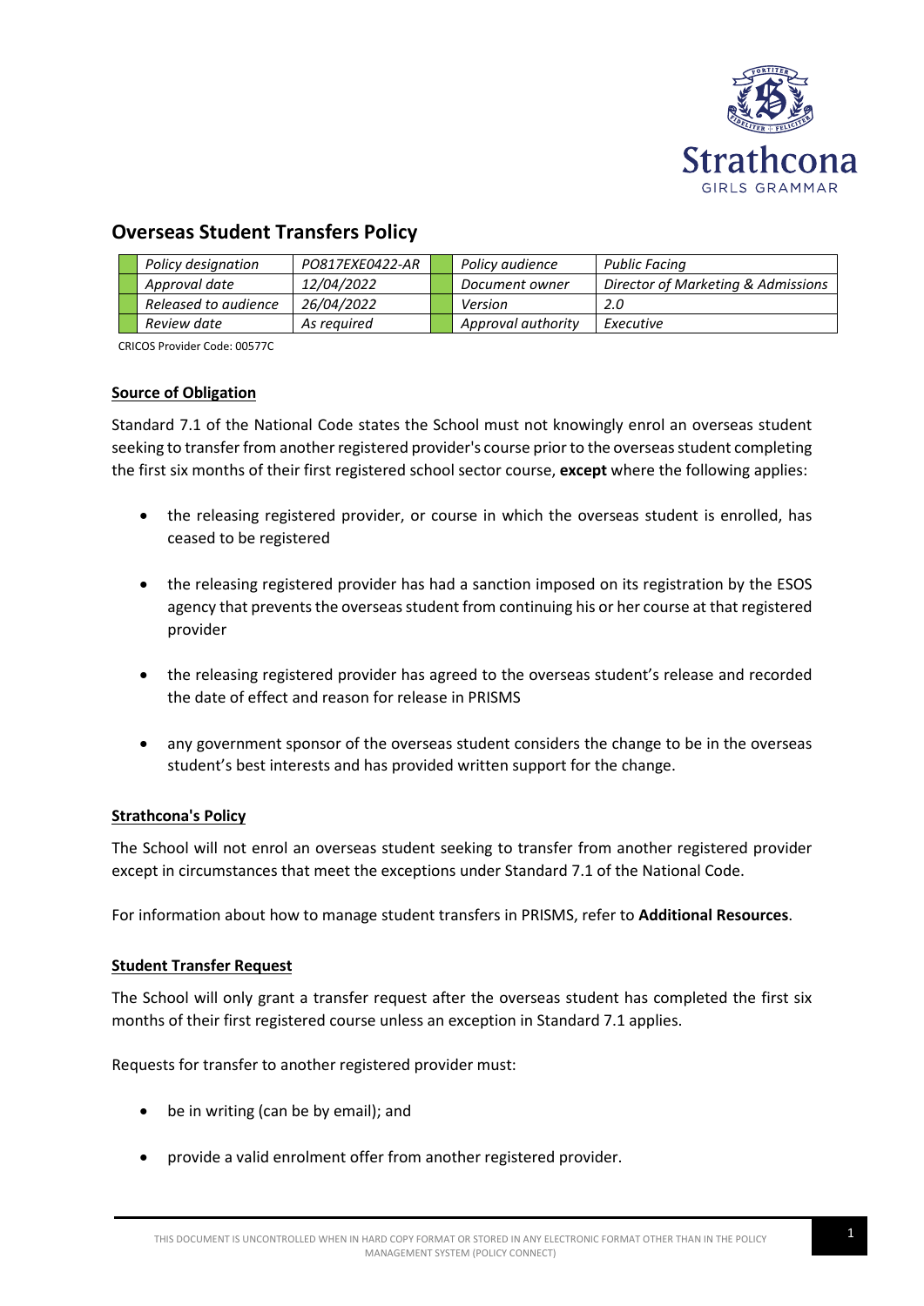# Overseas Student Transfers Policy

| Policy designation | PO817EXE0422-AR | Policy audience | Public Facing |
|---|---|---|---|
| Approval date | 12/04/2022 | Document owner | Director of Marketing & Admissions |
| Released to audience | 26/04/2022 | Version | 2.0 |
| Review date | As required | Approval authority | Executive |

CRICOS Provider Code: 00577C

## Source of Obligation

Standard 7.1 of the National Code states the School must not knowingly enrol an overseas student seeking to transfer from another registered provider's course prior to the overseas student completing the first six months of their first registered school sector course, **except** where the following applies:

- the releasing registered provider, or course in which the overseas student is enrolled, has ceased to be registered
- the releasing registered provider has had a sanction imposed on its registration by the ESOS agency that prevents the overseas student from continuing his or her course at that registered provider
- the releasing registered provider has agreed to the overseas student's release and recorded the date of effect and reason for release in PRISMS
- any government sponsor of the overseas student considers the change to be in the overseas student's best interests and has provided written support for the change.

## Strathcona's Policy

The School will not enrol an overseas student seeking to transfer from another registered provider except in circumstances that meet the exceptions under Standard 7.1 of the National Code.

For information about how to manage student transfers in PRISMS, refer to **Additional Resources**.

## Student Transfer Request

The School will only grant a transfer request after the overseas student has completed the first six months of their first registered course unless an exception in Standard 7.1 applies.

Requests for transfer to another registered provider must:

- be in writing (can be by email); and
- provide a valid enrolment offer from another registered provider.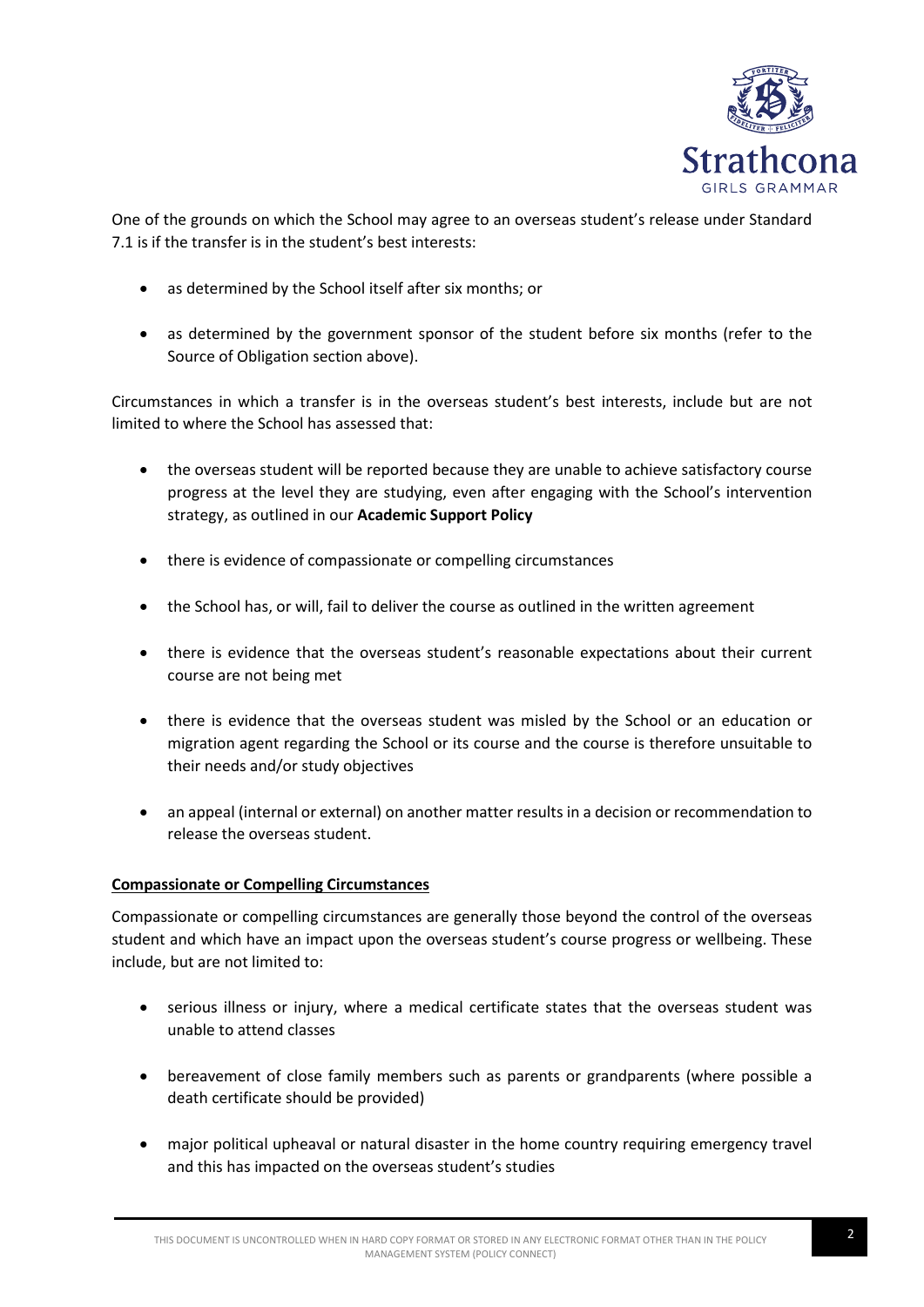One of the grounds on which the School may agree to an overseas student's release under Standard 7.1 is if the transfer is in the student's best interests:

- as determined by the School itself after six months; or
- as determined by the government sponsor of the student before six months (refer to the Source of Obligation section above).

Circumstances in which a transfer is in the overseas student's best interests, include but are not limited to where the School has assessed that:

- the overseas student will be reported because they are unable to achieve satisfactory course progress at the level they are studying, even after engaging with the School's intervention strategy, as outlined in our **Academic Support Policy**
- there is evidence of compassionate or compelling circumstances
- the School has, or will, fail to deliver the course as outlined in the written agreement
- there is evidence that the overseas student's reasonable expectations about their current course are not being met
- there is evidence that the overseas student was misled by the School or an education or migration agent regarding the School or its course and the course is therefore unsuitable to their needs and/or study objectives
- an appeal (internal or external) on another matter results in a decision or recommendation to release the overseas student.

**Compassionate or Compelling Circumstances**

Compassionate or compelling circumstances are generally those beyond the control of the overseas student and which have an impact upon the overseas student's course progress or wellbeing. These include, but are not limited to:

- serious illness or injury, where a medical certificate states that the overseas student was unable to attend classes
- bereavement of close family members such as parents or grandparents (where possible a death certificate should be provided)
- major political upheaval or natural disaster in the home country requiring emergency travel and this has impacted on the overseas student's studies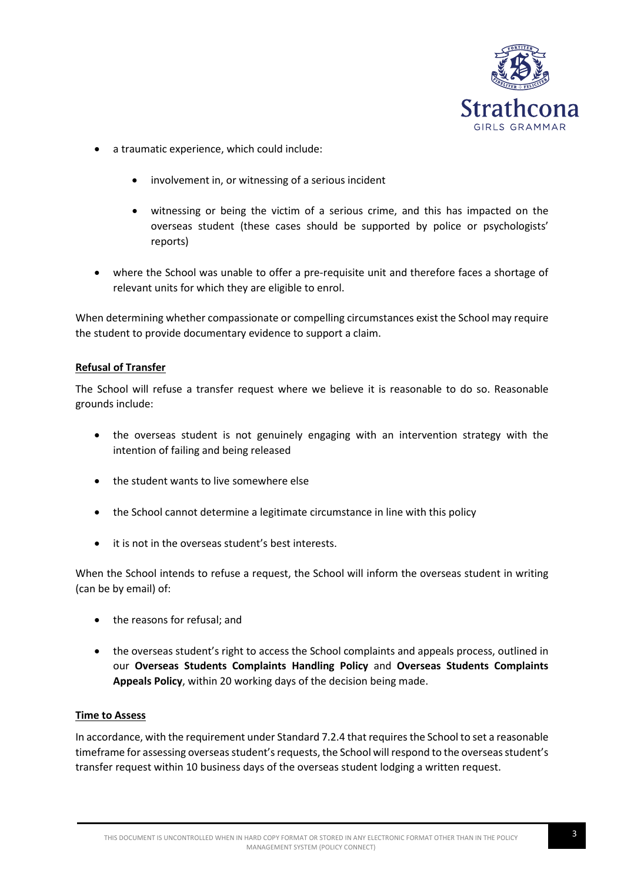- a traumatic experience, which could include:
    - involvement in, or witnessing of a serious incident
    - witnessing or being the victim of a serious crime, and this has impacted on the overseas student (these cases should be supported by police or psychologists' reports)
- where the School was unable to offer a pre-requisite unit and therefore faces a shortage of relevant units for which they are eligible to enrol.

When determining whether compassionate or compelling circumstances exist the School may require the student to provide documentary evidence to support a claim.

**Refusal of Transfer**

The School will refuse a transfer request where we believe it is reasonable to do so. Reasonable grounds include:

- the overseas student is not genuinely engaging with an intervention strategy with the intention of failing and being released
- the student wants to live somewhere else
- the School cannot determine a legitimate circumstance in line with this policy
- it is not in the overseas student's best interests.

When the School intends to refuse a request, the School will inform the overseas student in writing (can be by email) of:

- the reasons for refusal; and
- the overseas student's right to access the School complaints and appeals process, outlined in our **Overseas Students Complaints Handling Policy** and **Overseas Students Complaints Appeals Policy**, within 20 working days of the decision being made.

**Time to Assess**

In accordance, with the requirement under Standard 7.2.4 that requires the School to set a reasonable timeframe for assessing overseas student's requests, the School will respond to the overseas student's transfer request within 10 business days of the overseas student lodging a written request.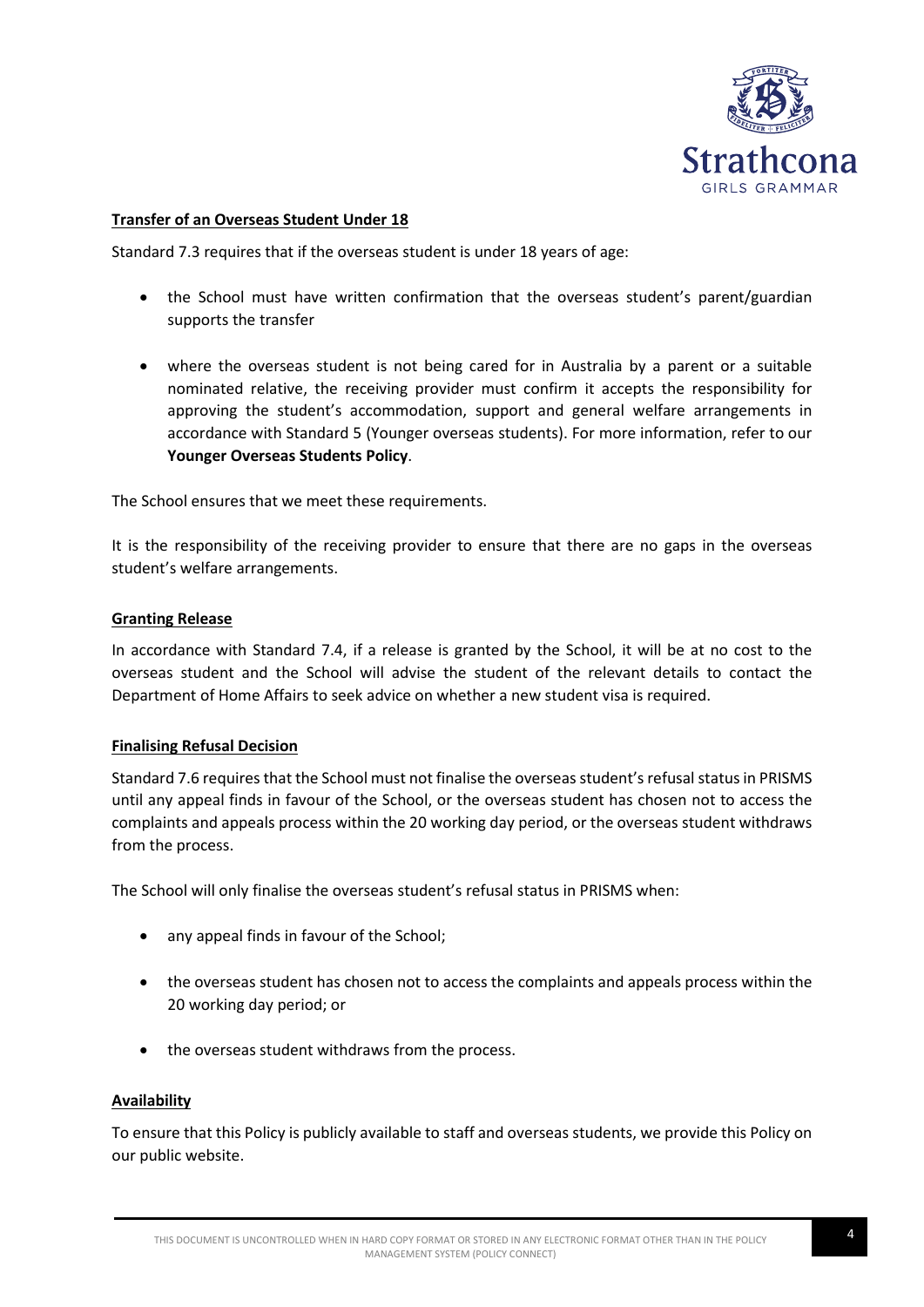## Transfer of an Overseas Student Under 18

Standard 7.3 requires that if the overseas student is under 18 years of age:

- the School must have written confirmation that the overseas student's parent/guardian supports the transfer
- where the overseas student is not being cared for in Australia by a parent or a suitable nominated relative, the receiving provider must confirm it accepts the responsibility for approving the student's accommodation, support and general welfare arrangements in accordance with Standard 5 (Younger overseas students). For more information, refer to our **Younger Overseas Students Policy**.

The School ensures that we meet these requirements.

It is the responsibility of the receiving provider to ensure that there are no gaps in the overseas student's welfare arrangements.

## Granting Release

In accordance with Standard 7.4, if a release is granted by the School, it will be at no cost to the overseas student and the School will advise the student of the relevant details to contact the Department of Home Affairs to seek advice on whether a new student visa is required.

## Finalising Refusal Decision

Standard 7.6 requires that the School must not finalise the overseas student's refusal status in PRISMS until any appeal finds in favour of the School, or the overseas student has chosen not to access the complaints and appeals process within the 20 working day period, or the overseas student withdraws from the process.

The School will only finalise the overseas student's refusal status in PRISMS when:

- any appeal finds in favour of the School;
- the overseas student has chosen not to access the complaints and appeals process within the 20 working day period; or
- the overseas student withdraws from the process.

## Availability

To ensure that this Policy is publicly available to staff and overseas students, we provide this Policy on our public website.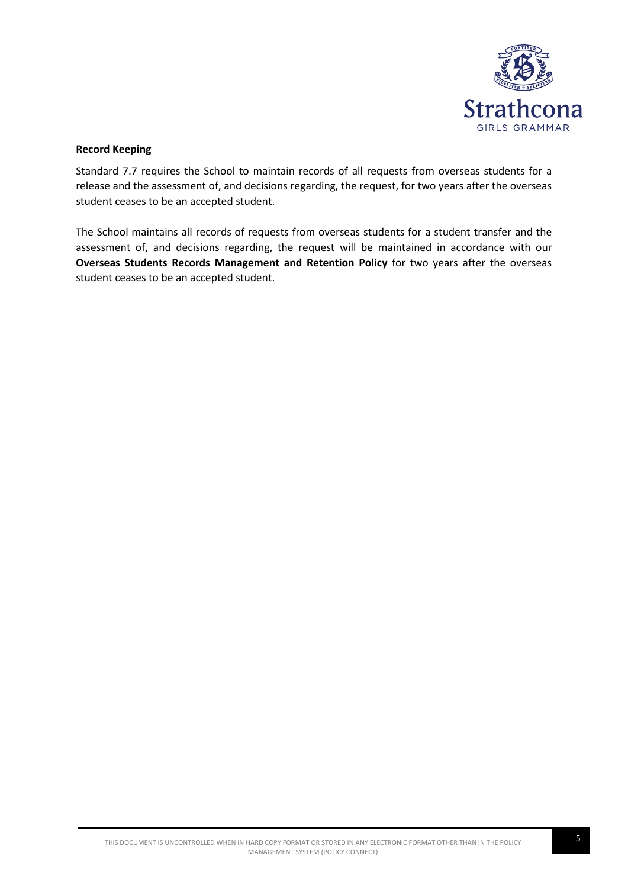**Record Keeping**

Standard 7.7 requires the School to maintain records of all requests from overseas students for a release and the assessment of, and decisions regarding, the request, for two years after the overseas student ceases to be an accepted student.

The School maintains all records of requests from overseas students for a student transfer and the assessment of, and decisions regarding, the request will be maintained in accordance with our **Overseas Students Records Management and Retention Policy** for two years after the overseas student ceases to be an accepted student.